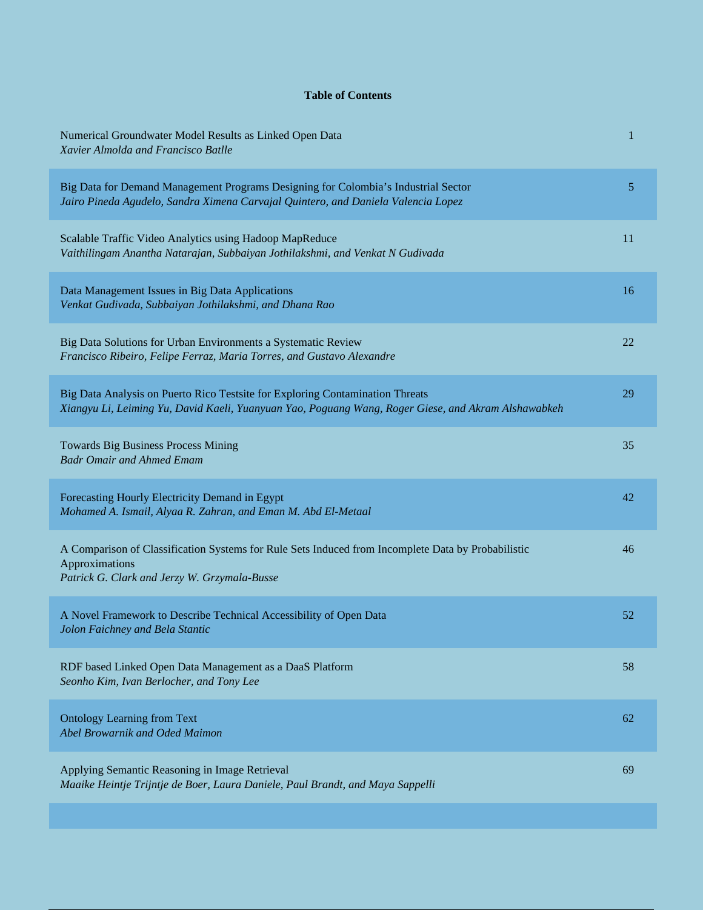**Table of Contents**

| | |
|---|---|
| Numerical Groundwater Model Results as Linked Open Data<br>*Xavier Almolda and Francisco Batlle* | 1 |
| Big Data for Demand Management Programs Designing for Colombia's Industrial Sector<br>*Jairo Pineda Agudelo, Sandra Ximena Carvajal Quintero, and Daniela Valencia Lopez* | 5 |
| Scalable Traffic Video Analytics using Hadoop MapReduce<br>*Vaithilingam Anantha Natarajan, Subbaiyan Jothilakshmi, and Venkat N Gudivada* | 11 |
| Data Management Issues in Big Data Applications<br>*Venkat Gudivada, Subbaiyan Jothilakshmi, and Dhana Rao* | 16 |
| Big Data Solutions for Urban Environments a Systematic Review<br>*Francisco Ribeiro, Felipe Ferraz, Maria Torres, and Gustavo Alexandre* | 22 |
| Big Data Analysis on Puerto Rico Testsite for Exploring Contamination Threats<br>*Xiangyu Li, Leiming Yu, David Kaeli, Yuanyuan Yao, Poguang Wang, Roger Giese, and Akram Alshawabkeh* | 29 |
| Towards Big Business Process Mining<br>*Badr Omair and Ahmed Emam* | 35 |
| Forecasting Hourly Electricity Demand in Egypt<br>*Mohamed A. Ismail, Alyaa R. Zahran, and Eman M. Abd El-Metaal* | 42 |
| A Comparison of Classification Systems for Rule Sets Induced from Incomplete Data by Probabilistic Approximations<br>*Patrick G. Clark and Jerzy W. Grzymala-Busse* | 46 |
| A Novel Framework to Describe Technical Accessibility of Open Data<br>*Jolon Faichney and Bela Stantic* | 52 |
| RDF based Linked Open Data Management as a DaaS Platform<br>*Seonho Kim, Ivan Berlocher, and Tony Lee* | 58 |
| Ontology Learning from Text<br>*Abel Browarnik and Oded Maimon* | 62 |
| Applying Semantic Reasoning in Image Retrieval<br>*Maaike Heintje Trijntje de Boer, Laura Daniele, Paul Brandt, and Maya Sappelli* | 69 |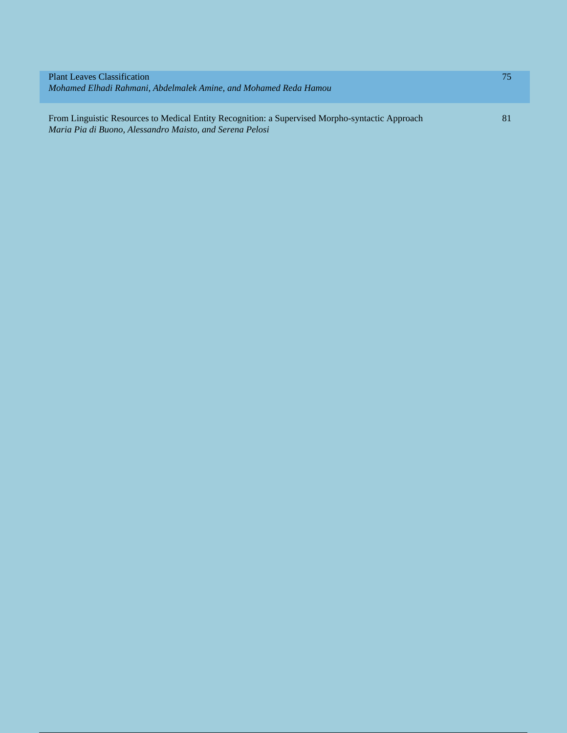Plant Leaves Classification 75
*Mohamed Elhadi Rahmani, Abdelmalek Amine, and Mohamed Reda Hamou*

From Linguistic Resources to Medical Entity Recognition: a Supervised Morpho-syntactic Approach 81
*Maria Pia di Buono, Alessandro Maisto, and Serena Pelosi*